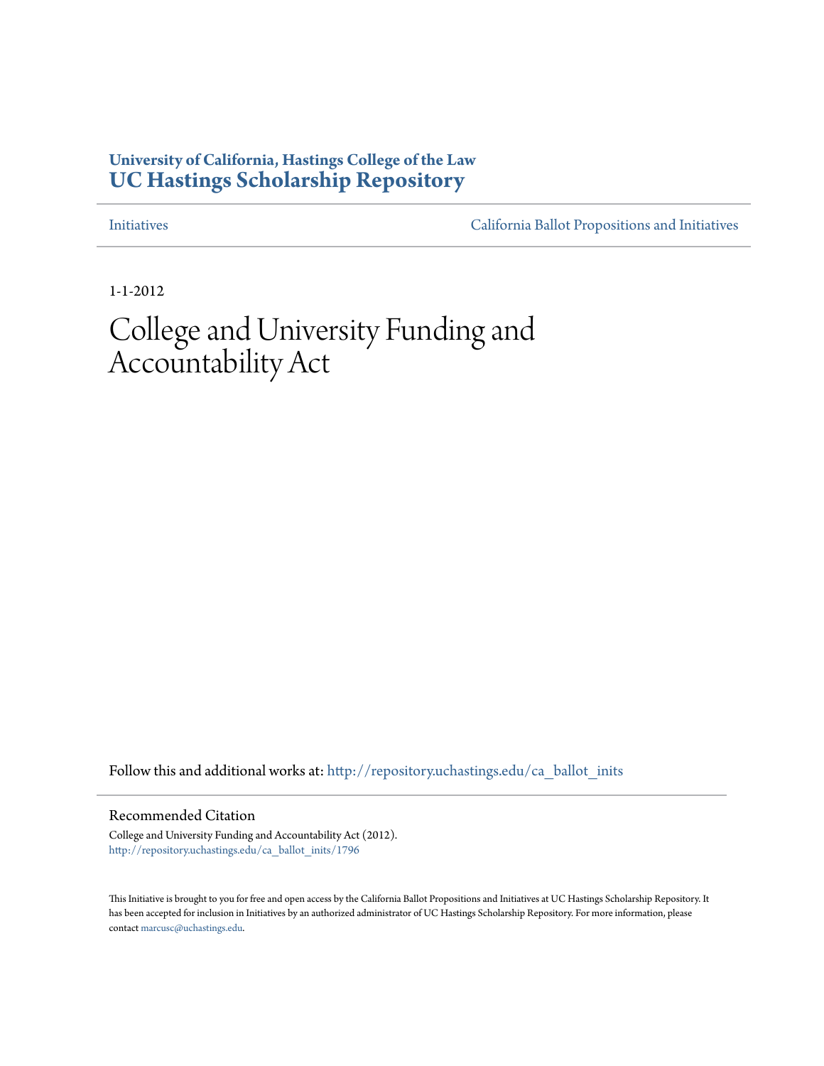**University of California, Hastings College of the Law**
**UC Hastings Scholarship Repository**

Initiatives | California Ballot Propositions and Initiatives

1-1-2012

# College and University Funding and Accountability Act

Follow this and additional works at: http://repository.uchastings.edu/ca_ballot_inits

## Recommended Citation

College and University Funding and Accountability Act (2012).
http://repository.uchastings.edu/ca_ballot_inits/1796

This Initiative is brought to you for free and open access by the California Ballot Propositions and Initiatives at UC Hastings Scholarship Repository. It has been accepted for inclusion in Initiatives by an authorized administrator of UC Hastings Scholarship Repository. For more information, please contact marcusc@uchastings.edu.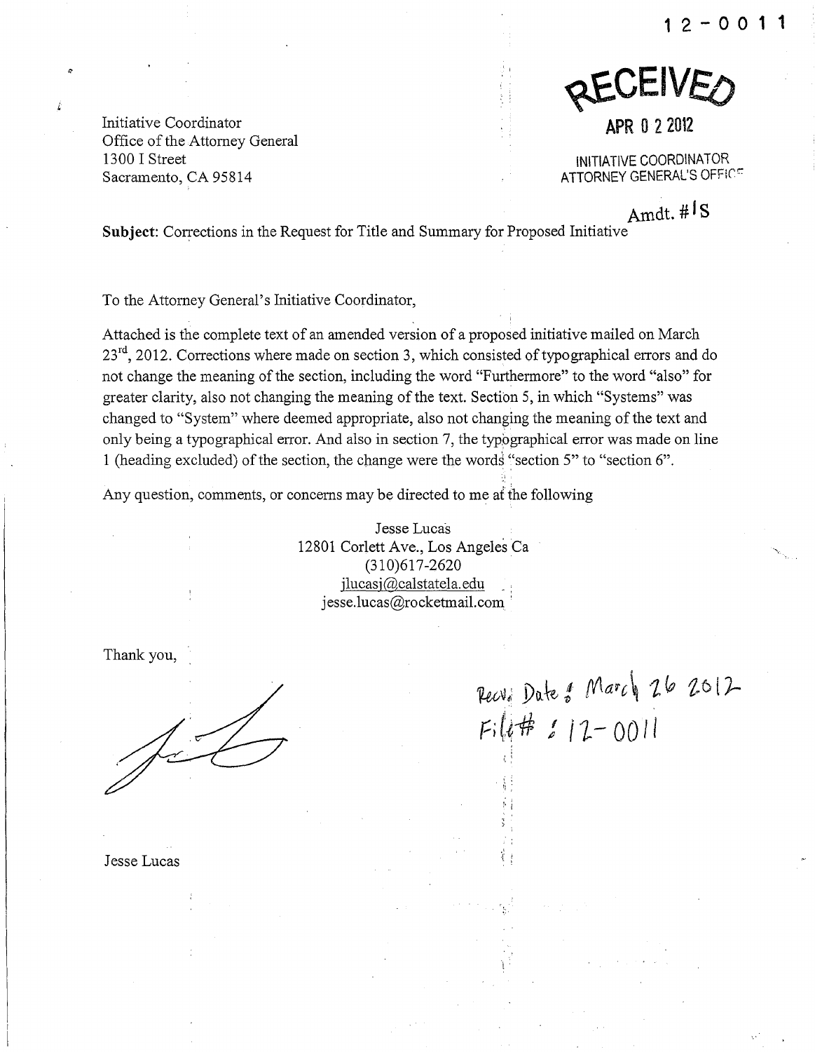12-0011

RECEIVED

APR 02 2012

INITIATIVE COORDINATOR
ATTORNEY GENERAL'S OFFICE

Initiative Coordinator
Office of the Attorney General
1300 I Street
Sacramento, CA 95814

Amdt. #1S

**Subject**: Corrections in the Request for Title and Summary for Proposed Initiative

To the Attorney General's Initiative Coordinator,

Attached is the complete text of an amended version of a proposed initiative mailed on March 23rd, 2012. Corrections where made on section 3, which consisted of typographical errors and do not change the meaning of the section, including the word "Furthermore" to the word "also" for greater clarity, also not changing the meaning of the text. Section 5, in which "Systems" was changed to "System" where deemed appropriate, also not changing the meaning of the text and only being a typographical error. And also in section 7, the typographical error was made on line 1 (heading excluded) of the section, the change were the words "section 5" to "section 6".

Any question, comments, or concerns may be directed to me at the following

Jesse Lucas
12801 Corlett Ave., Los Angeles Ca
(310)617-2620
jlucasj@calstatela.edu
jesse.lucas@rocketmail.com

Thank you,

Recv. Date: March 26 2012
File#: 12-0011

Jesse Lucas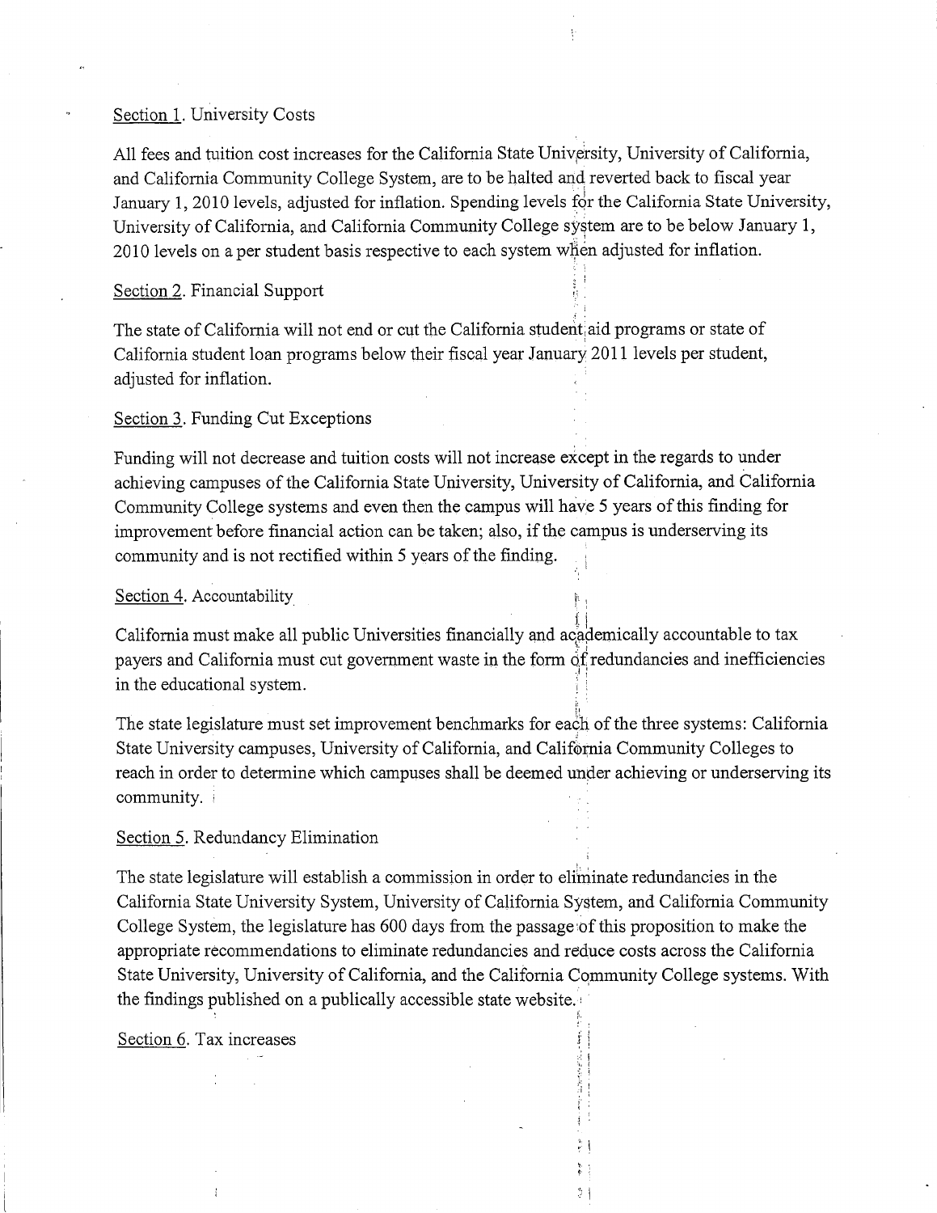Section 1. University Costs

All fees and tuition cost increases for the California State University, University of California, and California Community College System, are to be halted and reverted back to fiscal year January 1, 2010 levels, adjusted for inflation. Spending levels for the California State University, University of California, and California Community College system are to be below January 1, 2010 levels on a per student basis respective to each system when adjusted for inflation.

Section 2. Financial Support

The state of California will not end or cut the California student aid programs or state of California student loan programs below their fiscal year January 2011 levels per student, adjusted for inflation.

Section 3. Funding Cut Exceptions

Funding will not decrease and tuition costs will not increase except in the regards to under achieving campuses of the California State University, University of California, and California Community College systems and even then the campus will have 5 years of this finding for improvement before financial action can be taken; also, if the campus is underserving its community and is not rectified within 5 years of the finding.

Section 4. Accountability

California must make all public Universities financially and academically accountable to tax payers and California must cut government waste in the form of redundancies and inefficiencies in the educational system.

The state legislature must set improvement benchmarks for each of the three systems: California State University campuses, University of California, and California Community Colleges to reach in order to determine which campuses shall be deemed under achieving or underserving its community.

Section 5. Redundancy Elimination

The state legislature will establish a commission in order to eliminate redundancies in the California State University System, University of California System, and California Community College System, the legislature has 600 days from the passage of this proposition to make the appropriate recommendations to eliminate redundancies and reduce costs across the California State University, University of California, and the California Community College systems. With the findings published on a publically accessible state website.

Section 6. Tax increases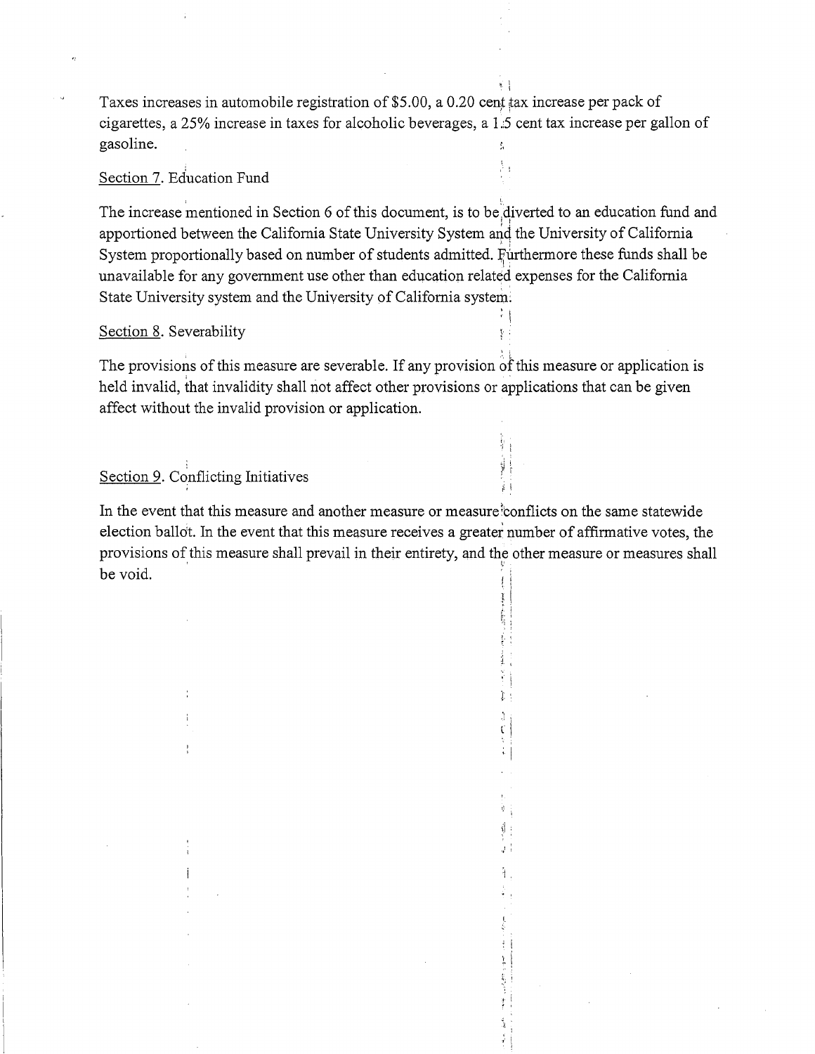Taxes increases in automobile registration of $5.00, a 0.20 cent tax increase per pack of cigarettes, a 25% increase in taxes for alcoholic beverages, a 1.5 cent tax increase per gallon of gasoline.

Section 7. Education Fund

The increase mentioned in Section 6 of this document, is to be diverted to an education fund and apportioned between the California State University System and the University of California System proportionally based on number of students admitted. Furthermore these funds shall be unavailable for any government use other than education related expenses for the California State University system and the University of California system.

Section 8. Severability

The provisions of this measure are severable. If any provision of this measure or application is held invalid, that invalidity shall not affect other provisions or applications that can be given affect without the invalid provision or application.

Section 9. Conflicting Initiatives

In the event that this measure and another measure or measure conflicts on the same statewide election ballot. In the event that this measure receives a greater number of affirmative votes, the provisions of this measure shall prevail in their entirety, and the other measure or measures shall be void.